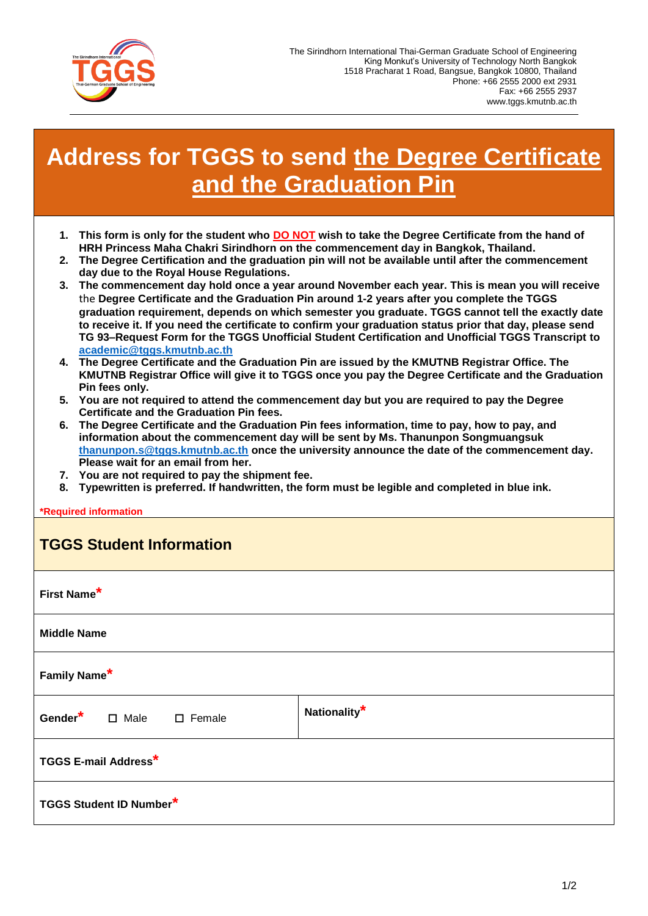The Sirindhorn International Thai-German Graduate School of Engineering
King Mongkut's University of Technology North Bangkok
1518 Pracharat 1 Road, Bangsue, Bangkok 10800, Thailand
Phone: +66 2555 2000 ext 2931
Fax: +66 2555 2937
www.tggs.kmutnb.ac.th

# Address for TGGS to send the Degree Certificate and the Graduation Pin

1. **This form is only for the student who DO NOT wish to take the Degree Certificate from the hand of HRH Princess Maha Chakri Sirindhorn on the commencement day in Bangkok, Thailand.**
2. **The Degree Certification and the graduation pin will not be available until after the commencement day due to the Royal House Regulations.**
3. **The commencement day hold once a year around November each year. This is mean you will receive** the **Degree Certificate and the Graduation Pin around 1-2 years after you complete the TGGS graduation requirement, depends on which semester you graduate. TGGS cannot tell the exactly date to receive it. If you need the certificate to confirm your graduation status prior that day, please send TG 93–Request Form for the TGGS Unofficial Student Certification and Unofficial TGGS Transcript to academic@tggs.kmutnb.ac.th**
4. **The Degree Certificate and the Graduation Pin are issued by the KMUTNB Registrar Office. The KMUTNB Registrar Office will give it to TGGS once you pay the Degree Certificate and the Graduation Pin fees only.**
5. **You are not required to attend the commencement day but you are required to pay the Degree Certificate and the Graduation Pin fees.**
6. **The Degree Certificate and the Graduation Pin fees information, time to pay, how to pay, and information about the commencement day will be sent by Ms. Thanunpon Songmuangsuk thanunpon.s@tggs.kmutnb.ac.th once the university announce the date of the commencement day. Please wait for an email from her.**
7. **You are not required to pay the shipment fee.**
8. **Typewritten is preferred. If handwritten, the form must be legible and completed in blue ink.**

***Required information**

## TGGS Student Information

| | |
|---|---|
| **First Name*** | |
| **Middle Name** | |
| **Family Name*** | |
| **Gender*** ☐ Male ☐ Female | **Nationality*** |
| **TGGS E-mail Address*** | |
| **TGGS Student ID Number*** | |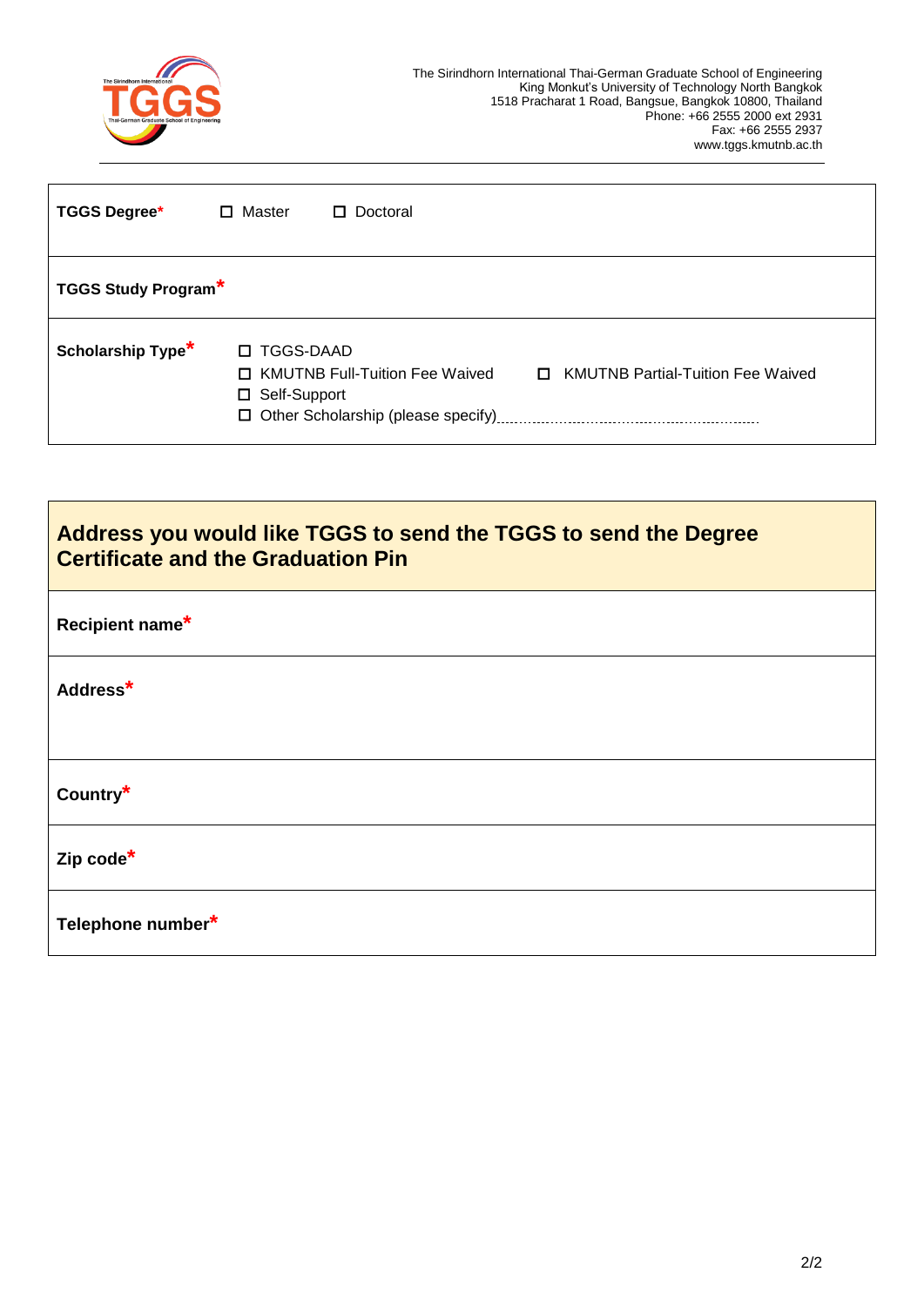The Sirindhorn International Thai-German Graduate School of Engineering
King Monkut's University of Technology North Bangkok
1518 Pracharat 1 Road, Bangsue, Bangkok 10800, Thailand
Phone: +66 2555 2000 ext 2931
Fax: +66 2555 2937
www.tggs.kmutnb.ac.th

| | |
|---|---|
| **TGGS Degree*** | ☐ Master ☐ Doctoral |
| **TGGS Study Program*** | |
| **Scholarship Type*** | ☐ TGGS-DAAD<br>☐ KMUTNB Full-Tuition Fee Waived ☐ KMUTNB Partial-Tuition Fee Waived<br>☐ Self-Support<br>☐ Other Scholarship (please specify)........................................ |

| **Address you would like TGGS to send the TGGS to send the Degree Certificate and the Graduation Pin** |
|---|
| **Recipient name*** |
| **Address*** |
| **Country*** |
| **Zip code*** |
| **Telephone number*** |